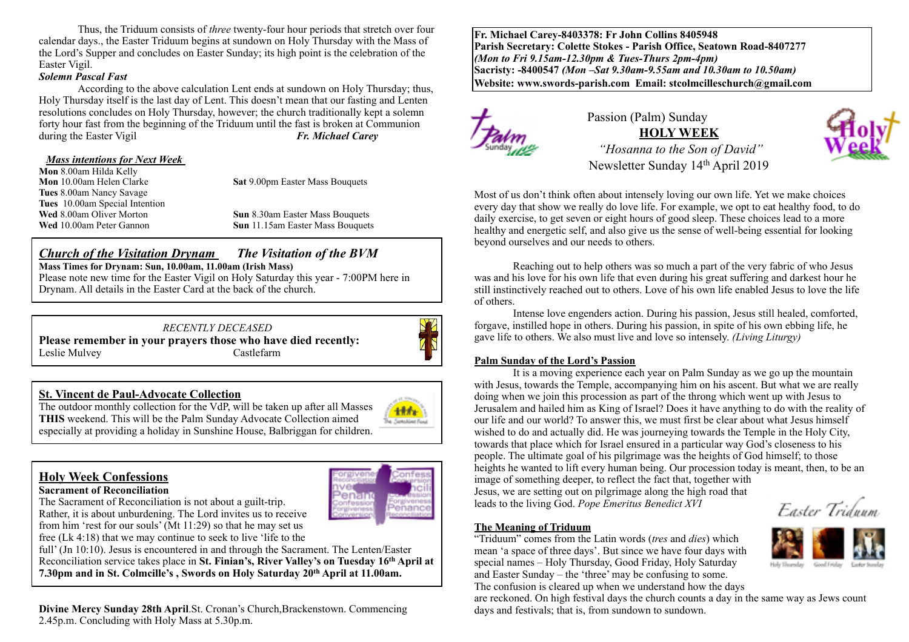**Fr. Michael Carey-8403378: Fr John Collins 8405948**
**Parish Secretary: Colette Stokes - Parish Office, Seatown Road-8407277**
***(Mon to Fri 9.15am-12.30pm & Tues-Thurs 2pm-4pm)***
**Sacristy: -8400547** ***(Mon –Sat 9.30am-9.55am and 10.30am to 10.50am)***
**Website: www.swords-parish.com Email: stcolmcilleschurch@gmail.com**

Passion (Palm) Sunday

## HOLY WEEK

*"Hosanna to the Son of David"*

Newsletter Sunday 14th April 2019

Most of us don't think often about intensely loving our own life. Yet we make choices every day that show we really do love life. For example, we opt to eat healthy food, to do daily exercise, to get seven or eight hours of good sleep. These choices lead to a more healthy and energetic self, and also give us the sense of well-being essential for looking beyond ourselves and our needs to others.

Reaching out to help others was so much a part of the very fabric of who Jesus was and his love for his own life that even during his great suffering and darkest hour he still instinctively reached out to others. Love of his own life enabled Jesus to love the life of others.

Intense love engenders action. During his passion, Jesus still healed, comforted, forgave, instilled hope in others. During his passion, in spite of his own ebbing life, he gave life to others. We also must live and love so intensely. *(Living Liturgy)*

### Palm Sunday of the Lord's Passion

It is a moving experience each year on Palm Sunday as we go up the mountain with Jesus, towards the Temple, accompanying him on his ascent. But what we are really doing when we join this procession as part of the throng which went up with Jesus to Jerusalem and hailed him as King of Israel? Does it have anything to do with the reality of our life and our world? To answer this, we must first be clear about what Jesus himself wished to do and actually did. He was journeying towards the Temple in the Holy City, towards that place which for Israel ensured in a particular way God's closeness to his people. The ultimate goal of his pilgrimage was the heights of God himself; to those heights he wanted to lift every human being. Our procession today is meant, then, to be an image of something deeper, to reflect the fact that, together with Jesus, we are setting out on pilgrimage along the high road that leads to the living God. *Pope Emeritus Benedict XVI*

Easter Triduum

Holy Thursday Good Friday Easter Sunday

### The Meaning of Triduum

"Triduum" comes from the Latin words (*tres* and *dies*) which mean 'a space of three days'. But since we have four days with special names – Holy Thursday, Good Friday, Holy Saturday and Easter Sunday – the 'three' may be confusing to some. The confusion is cleared up when we understand how the days are reckoned. On high festival days the church counts a day in the same way as Jews count days and festivals; that is, from sundown to sundown.

Thus, the Triduum consists of *three* twenty-four hour periods that stretch over four calendar days., the Easter Triduum begins at sundown on Holy Thursday with the Mass of the Lord's Supper and concludes on Easter Sunday; its high point is the celebration of the Easter Vigil.

***Solemn Pascal Fast***

According to the above calculation Lent ends at sundown on Holy Thursday; thus, Holy Thursday itself is the last day of Lent. This doesn't mean that our fasting and Lenten resolutions concludes on Holy Thursday, however; the church traditionally kept a solemn forty hour fast from the beginning of the Triduum until the fast is broken at Communion during the Easter Vigil ***Fr. Michael Carey***

### *Mass intentions for Next Week*

**Mon** 8.00am Hilda Kelly
**Mon** 10.00am Helen Clarke
**Tues** 8.00am Nancy Savage
**Tues** 10.00am Special Intention
**Wed** 8.00am Oliver Morton
**Wed** 10.00am Peter Gannon
**Sat** 9.00pm Easter Mass Bouquets
**Sun** 8.30am Easter Mass Bouquets
**Sun** 11.15am Easter Mass Bouquets

### *Church of the Visitation Drynam* *The Visitation of the BVM*

**Mass Times for Drynam: Sun, 10.00am, 11.00am (Irish Mass)**

Please note new time for the Easter Vigil on Holy Saturday this year - 7:00PM here in Drynam. All details in the Easter Card at the back of the church.

*RECENTLY DECEASED*

**Please remember in your prayers those who have died recently:**

Leslie Mulvey Castlefarm

### St. Vincent de Paul-Advocate Collection

The outdoor monthly collection for the VdP, will be taken up after all Masses **THIS** weekend. This will be the Palm Sunday Advocate Collection aimed especially at providing a holiday in Sunshine House, Balbriggan for children.

### Holy Week Confessions

**Sacrament of Reconciliation**

The Sacrament of Reconciliation is not about a guilt-trip. Rather, it is about unburdening. The Lord invites us to receive from him 'rest for our souls' (Mt 11:29) so that he may set us free (Lk 4:18) that we may continue to seek to live 'life to the full' (Jn 10:10). Jesus is encountered in and through the Sacrament. The Lenten/Easter Reconciliation service takes place in **St. Finian's, River Valley's on Tuesday 16th April at 7.30pm and in St. Colmcille's , Swords on Holy Saturday 20th April at 11.00am.**

**Divine Mercy Sunday 28th April**.St. Cronan's Church,Brackenstown. Commencing 2.45p.m. Concluding with Holy Mass at 5.30p.m.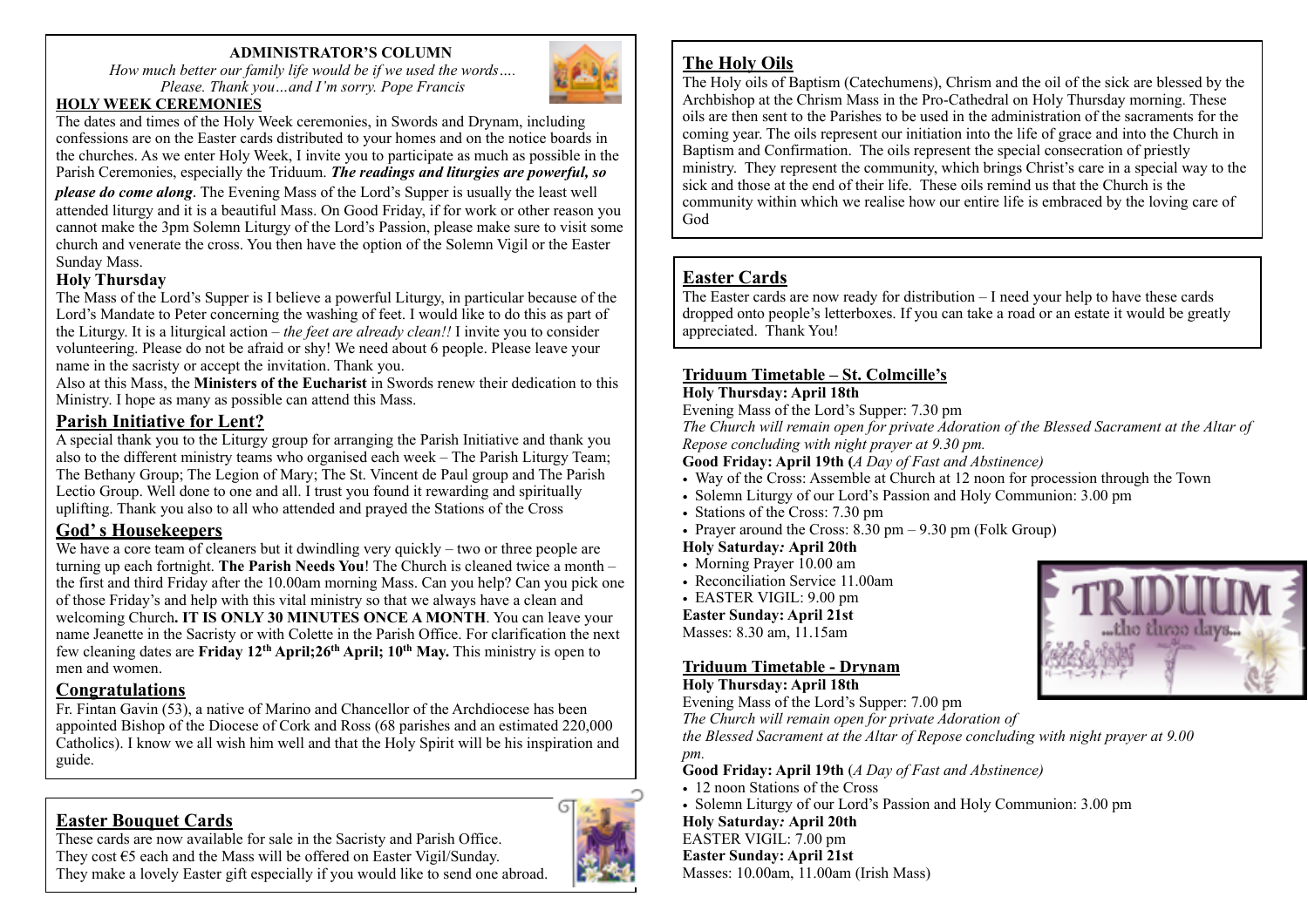## ADMINISTRATOR'S COLUMN

*How much better our family life would be if we used the words…. Please. Thank you…and I'm sorry. Pope Francis*

### HOLY WEEK CEREMONIES

The dates and times of the Holy Week ceremonies, in Swords and Drynam, including confessions are on the Easter cards distributed to your homes and on the notice boards in the churches. As we enter Holy Week, I invite you to participate as much as possible in the Parish Ceremonies, especially the Triduum. ***The readings and liturgies are powerful, so please do come along***. The Evening Mass of the Lord's Supper is usually the least well attended liturgy and it is a beautiful Mass. On Good Friday, if for work or other reason you cannot make the 3pm Solemn Liturgy of the Lord's Passion, please make sure to visit some church and venerate the cross. You then have the option of the Solemn Vigil or the Easter Sunday Mass.

### Holy Thursday

The Mass of the Lord's Supper is I believe a powerful Liturgy, in particular because of the Lord's Mandate to Peter concerning the washing of feet. I would like to do this as part of the Liturgy. It is a liturgical action – *the feet are already clean!!* I invite you to consider volunteering. Please do not be afraid or shy! We need about 6 people. Please leave your name in the sacristy or accept the invitation. Thank you.

Also at this Mass, the **Ministers of the Eucharist** in Swords renew their dedication to this Ministry. I hope as many as possible can attend this Mass.

## Parish Initiative for Lent?

A special thank you to the Liturgy group for arranging the Parish Initiative and thank you also to the different ministry teams who organised each week – The Parish Liturgy Team; The Bethany Group; The Legion of Mary; The St. Vincent de Paul group and The Parish Lectio Group. Well done to one and all. I trust you found it rewarding and spiritually uplifting. Thank you also to all who attended and prayed the Stations of the Cross

## God' s Housekeepers

We have a core team of cleaners but it dwindling very quickly – two or three people are turning up each fortnight. **The Parish Needs You**! The Church is cleaned twice a month – the first and third Friday after the 10.00am morning Mass. Can you help? Can you pick one of those Friday's and help with this vital ministry so that we always have a clean and welcoming Church**. IT IS ONLY 30 MINUTES ONCE A MONTH**. You can leave your name Jeanette in the Sacristy or with Colette in the Parish Office. For clarification the next few cleaning dates are **Friday 12th April;26th April; 10th May.** This ministry is open to men and women.

## Congratulations

Fr. Fintan Gavin (53), a native of Marino and Chancellor of the Archdiocese has been appointed Bishop of the Diocese of Cork and Ross (68 parishes and an estimated 220,000 Catholics). I know we all wish him well and that the Holy Spirit will be his inspiration and guide.

## Easter Bouquet Cards

These cards are now available for sale in the Sacristy and Parish Office. They cost €5 each and the Mass will be offered on Easter Vigil/Sunday. They make a lovely Easter gift especially if you would like to send one abroad.

## The Holy Oils

The Holy oils of Baptism (Catechumens), Chrism and the oil of the sick are blessed by the Archbishop at the Chrism Mass in the Pro-Cathedral on Holy Thursday morning. These oils are then sent to the Parishes to be used in the administration of the sacraments for the coming year. The oils represent our initiation into the life of grace and into the Church in Baptism and Confirmation. The oils represent the special consecration of priestly ministry. They represent the community, which brings Christ's care in a special way to the sick and those at the end of their life. These oils remind us that the Church is the community within which we realise how our entire life is embraced by the loving care of God

## Easter Cards

The Easter cards are now ready for distribution – I need your help to have these cards dropped onto people's letterboxes. If you can take a road or an estate it would be greatly appreciated. Thank You!

## Triduum Timetable – St. Colmcille's

**Holy Thursday: April 18th**

Evening Mass of the Lord's Supper: 7.30 pm

*The Church will remain open for private Adoration of the Blessed Sacrament at the Altar of Repose concluding with night prayer at 9.30 pm.*

**Good Friday: April 19th (***A Day of Fast and Abstinence)*

- Way of the Cross: Assemble at Church at 12 noon for procession through the Town
- Solemn Liturgy of our Lord's Passion and Holy Communion: 3.00 pm
- Stations of the Cross: 7.30 pm
- Prayer around the Cross: 8.30 pm – 9.30 pm (Folk Group)

**Holy Saturday*:* April 20th**

- Morning Prayer 10.00 am
- Reconciliation Service 11.00am
- EASTER VIGIL: 9.00 pm

**Easter Sunday: April 21st**

Masses: 8.30 am, 11.15am

## Triduum Timetable - Drynam

**Holy Thursday: April 18th**

Evening Mass of the Lord's Supper: 7.00 pm

*The Church will remain open for private Adoration of the Blessed Sacrament at the Altar of Repose concluding with night prayer at 9.00 pm.*

**Good Friday: April 19th** (*A Day of Fast and Abstinence)*

- 12 noon Stations of the Cross
- Solemn Liturgy of our Lord's Passion and Holy Communion: 3.00 pm

**Holy Saturday*:* April 20th**

EASTER VIGIL: 7.00 pm

**Easter Sunday: April 21st**

Masses: 10.00am, 11.00am (Irish Mass)